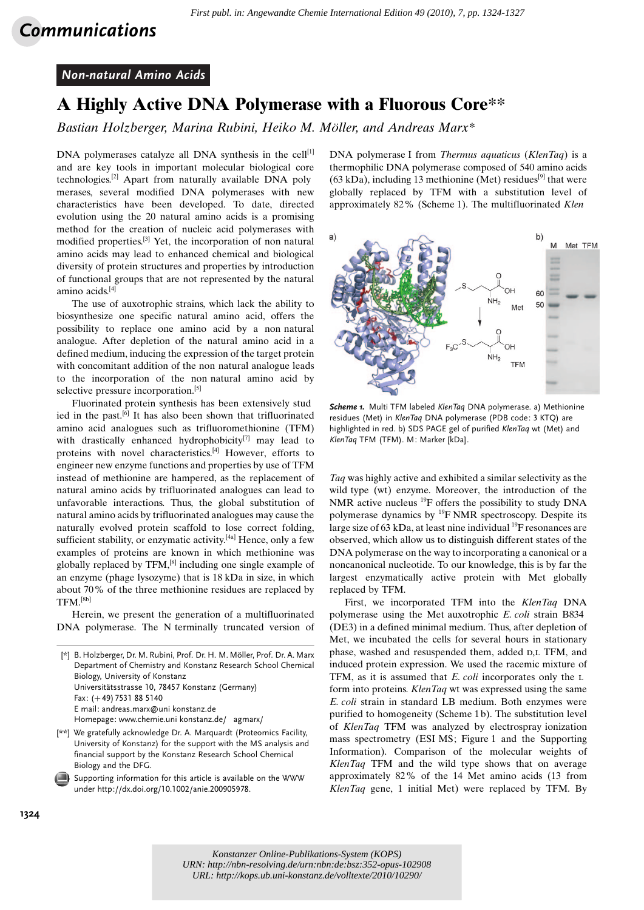First publ. in: Angewandte Chemie International Edition 49 (2010), 7, pp. 1324-1327

## Communications

### Non-natural Amino Acids

# A Highly Active DNA Polymerase with a Fluorous Core**

*Bastian Holzberger, Marina Rubini, Heiko M. Möller, and Andreas Marx**

DNA polymerases catalyze all DNA synthesis in the cell[1] and are key tools in important molecular biological core technologies.[2] Apart from naturally available DNA polymerases, several modified DNA polymerases with new characteristics have been developed. To date, directed evolution using the 20 natural amino acids is a promising method for the creation of nucleic acid polymerases with modified properties.[3] Yet, the incorporation of non natural amino acids may lead to enhanced chemical and biological diversity of protein structures and properties by introduction of functional groups that are not represented by the natural amino acids.[4]

The use of auxotrophic strains, which lack the ability to biosynthesize one specific natural amino acid, offers the possibility to replace one amino acid by a non natural analogue. After depletion of the natural amino acid in a defined medium, inducing the expression of the target protein with concomitant addition of the non natural analogue leads to the incorporation of the non natural amino acid by selective pressure incorporation.[5]

Fluorinated protein synthesis has been extensively studied in the past.[6] It has also been shown that trifluorinated amino acid analogues such as trifluoromethionine (TFM) with drastically enhanced hydrophobicity[7] may lead to proteins with novel characteristics.[4] However, efforts to engineer new enzyme functions and properties by use of TFM instead of methionine are hampered, as the replacement of natural amino acids by trifluorinated analogues can lead to unfavorable interactions. Thus, the global substitution of natural amino acids by trifluorinated analogues may cause the naturally evolved protein scaffold to lose correct folding, sufficient stability, or enzymatic activity.[4a] Hence, only a few examples of proteins are known in which methionine was globally replaced by TFM,[8] including one single example of an enzyme (phage lysozyme) that is 18 kDa in size, in which about 70% of the three methionine residues are replaced by TFM.[8b]

Herein, we present the generation of a multifluorinated DNA polymerase. The N terminally truncated version of DNA polymerase I from *Thermus aquaticus* (*KlenTaq*) is a thermophilic DNA polymerase composed of 540 amino acids (63 kDa), including 13 methionine (Met) residues[9] that were globally replaced by TFM with a substitution level of approximately 82% (Scheme 1). The multifluorinated *KlenTaq* was highly active and exhibited a similar selectivity as the wild type (wt) enzyme. Moreover, the introduction of the NMR active nucleus $^{19}$F offers the possibility to study DNA polymerase dynamics by $^{19}$F NMR spectroscopy. Despite its large size of 63 kDa, at least nine individual $^{19}$F resonances are observed, which allow us to distinguish different states of the DNA polymerase on the way to incorporating a canonical or a noncanonical nucleotide. To our knowledge, this is by far the largest enzymatically active protein with Met globally replaced by TFM.

**Scheme 1.** Multi TFM labeled *KlenTaq* DNA polymerase. a) Methionine residues (Met) in *KlenTaq* DNA polymerase (PDB code: 3 KTQ) are highlighted in red. b) SDS PAGE gel of purified *KlenTaq* wt (Met) and *KlenTaq* TFM (TFM). M: Marker [kDa].

First, we incorporated TFM into the *KlenTaq* DNA polymerase using the Met auxotrophic *E. coli* strain B834 (DE3) in a defined minimal medium. Thus, after depletion of Met, we incubated the cells for several hours in stationary phase, washed and resuspended them, added D,L TFM, and induced protein expression. We used the racemic mixture of TFM, as it is assumed that *E. coli* incorporates only the L form into proteins. *KlenTaq* wt was expressed using the same *E. coli* strain in standard LB medium. Both enzymes were purified to homogeneity (Scheme 1b). The substitution level of *KlenTaq* TFM was analyzed by electrospray ionization mass spectrometry (ESI MS; Figure 1 and the Supporting Information). Comparison of the molecular weights of *KlenTaq* TFM and the wild type shows that on average approximately 82% of the 14 Met amino acids (13 from *KlenTaq* gene, 1 initial Met) were replaced by TFM. By

[*] B. Holzberger, Dr. M. Rubini, Prof. Dr. H. M. Möller, Prof. Dr. A. Marx
Department of Chemistry and Konstanz Research School Chemical Biology, University of Konstanz
Universitätsstrasse 10, 78457 Konstanz (Germany)
Fax: (+49) 7531 88 5140
E mail: andreas.marx@uni konstanz.de
Homepage: www.chemie.uni konstanz.de/ agmarx/

[**] We gratefully acknowledge Dr. A. Marquardt (Proteomics Facility, University of Konstanz) for the support with the MS analysis and financial support by the Konstanz Research School Chemical Biology and the DFG.

Supporting information for this article is available on the WWW under http://dx.doi.org/10.1002/anie.200905978.

Konstanzer Online-Publikations-System (KOPS)
URN: http://nbn-resolving.de/urn:nbn:de:bsz:352-opus-102908
URL: http://kops.ub.uni-konstanz.de/volltexte/2010/10290/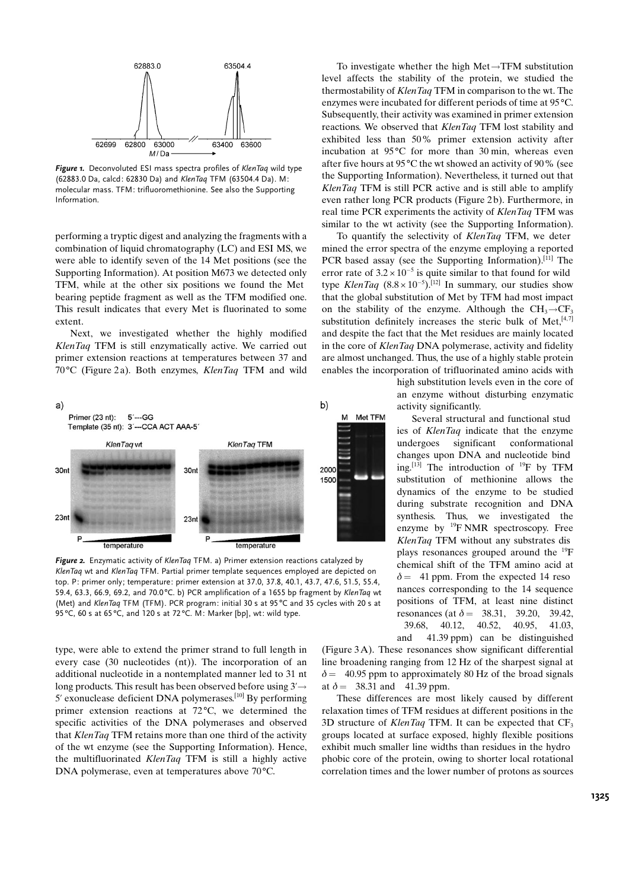*Figure 1.* Deconvoluted ESI mass spectra profiles of *KlenTaq* wild type (62883.0 Da, calcd: 62830 Da) and *KlenTaq* TFM (63504.4 Da). M: molecular mass. TFM: trifluoromethionine. See also the Supporting Information.

performing a tryptic digest and analyzing the fragments with a combination of liquid chromatography (LC) and ESI MS, we were able to identify seven of the 14 Met positions (see the Supporting Information). At position M673 we detected only TFM, while at the other six positions we found the Met bearing peptide fragment as well as the TFM modified one. This result indicates that every Met is fluorinated to some extent.

Next, we investigated whether the highly modified *KlenTaq* TFM is still enzymatically active. We carried out primer extension reactions at temperatures between 37 and 70°C (Figure 2a). Both enzymes, *KlenTaq* TFM and wild type, were able to extend the primer strand to full length in every case (30 nucleotides (nt)). The incorporation of an additional nucleotide in a nontemplated manner led to 31 nt long products. This result has been observed before using 3′→5′ exonuclease deficient DNA polymerases.[10] By performing primer extension reactions at 72°C, we determined the specific activities of the DNA polymerases and observed that *KlenTaq* TFM retains more than one third of the activity of the wt enzyme (see the Supporting Information). Hence, the multifluorinated *KlenTaq* TFM is still a highly active DNA polymerase, even at temperatures above 70°C.

*Figure 2.* Enzymatic activity of *KlenTaq* TFM. a) Primer extension reactions catalyzed by *KlenTaq* wt and *KlenTaq* TFM. Partial primer template sequences employed are depicted on top. P: primer only; temperature: primer extension at 37.0, 37.8, 40.1, 43.7, 47.6, 51.5, 55.4, 59.4, 63.3, 66.9, 69.2, and 70.0°C. b) PCR amplification of a 1655 bp fragment by *KlenTaq* wt (Met) and *KlenTaq* TFM (TFM). PCR program: initial 30 s at 95°C and 35 cycles with 20 s at 95°C, 60 s at 65°C, and 120 s at 72°C. M: Marker [bp], wt: wild type.

To investigate whether the high Met→TFM substitution level affects the stability of the protein, we studied the thermostability of *KlenTaq* TFM in comparison to the wt. The enzymes were incubated for different periods of time at 95°C. Subsequently, their activity was examined in primer extension reactions. We observed that *KlenTaq* TFM lost stability and exhibited less than 50% primer extension activity after incubation at 95°C for more than 30 min, whereas even after five hours at 95°C the wt showed an activity of 90% (see the Supporting Information). Nevertheless, it turned out that *KlenTaq* TFM is still PCR active and is still able to amplify even rather long PCR products (Figure 2b). Furthermore, in real time PCR experiments the activity of *KlenTaq* TFM was similar to the wt activity (see the Supporting Information).

To quantify the selectivity of *KlenTaq* TFM, we determined the error spectra of the enzyme employing a reported PCR based assay (see the Supporting Information).[11] The error rate of $3.2\times10^{-5}$ is quite similar to that found for wild type *KlenTaq* ($8.8\times10^{-5}$).[12] In summary, our studies show that the global substitution of Met by TFM had most impact on the stability of the enzyme. Although the $CH_3$→$CF_3$ substitution definitely increases the steric bulk of Met,[4,7] and despite the fact that the Met residues are mainly located in the core of *KlenTaq* DNA polymerase, activity and fidelity are almost unchanged. Thus, the use of a highly stable protein enables the incorporation of trifluorinated amino acids with high substitution levels even in the core of an enzyme without disturbing enzymatic activity significantly.

Several structural and functional studies of *KlenTaq* indicate that the enzyme undergoes significant conformational changes upon DNA and nucleotide binding.[13] The introduction of $^{19}$F by TFM substitution of methionine allows the dynamics of the enzyme to be studied during substrate recognition and DNA synthesis. Thus, we investigated the enzyme by $^{19}$F NMR spectroscopy. Free *KlenTaq* TFM without any substrates displays resonances grouped around the $^{19}$F chemical shift of the TFM amino acid at $\delta = -41$ ppm. From the expected 14 resonances corresponding to the 14 sequence positions of TFM, at least nine distinct resonances (at $\delta = -38.31$, $-39.20$, $-39.42$, $-39.68$, $-40.12$, $-40.52$, $-40.95$, $-41.03$, and $-41.39$ ppm) can be distinguished (Figure 3A). These resonances show significant differential line broadening ranging from 12 Hz of the sharpest signal at $\delta = -40.95$ ppm to approximately 80 Hz of the broad signals at $\delta = -38.31$ and $-41.39$ ppm.

These differences are most likely caused by different relaxation times of TFM residues at different positions in the 3D structure of *KlenTaq* TFM. It can be expected that $CF_3$ groups located at surface exposed, highly flexible positions exhibit much smaller line widths than residues in the hydrophobic core of the protein, owing to shorter local rotational correlation times and the lower number of protons as sources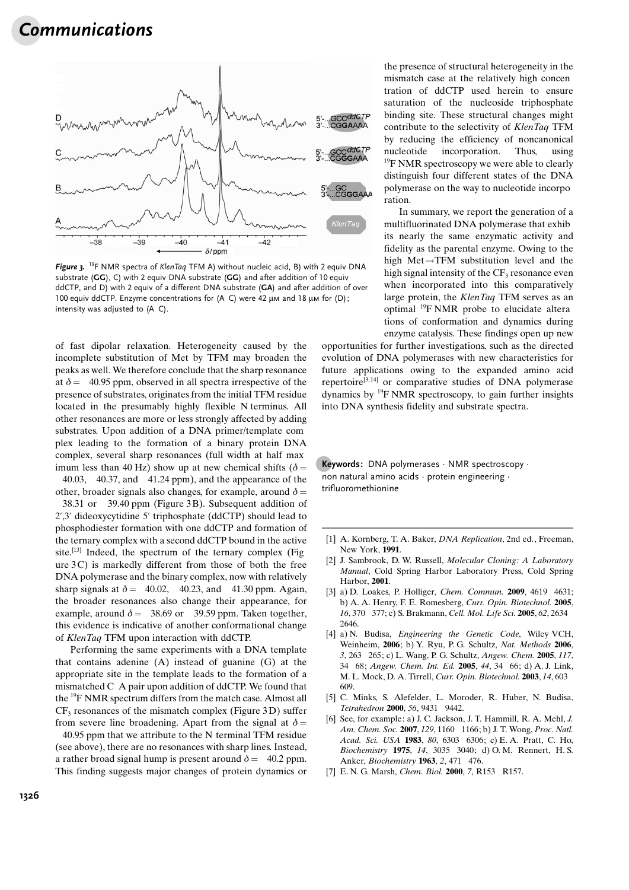*Figure 3.* $^{19}$F NMR spectra of *KlenTaq* TFM A) without nucleic acid, B) with 2 equiv DNA substrate (**GG**), C) with 2 equiv DNA substrate (**GG**) and after addition of 10 equiv ddCTP, and D) with 2 equiv of a different DNA substrate (**GA**) and after addition of over 100 equiv ddCTP. Enzyme concentrations for (A–C) were 42 μM and 18 μM for (D); intensity was adjusted to (A–C).

of fast dipolar relaxation. Heterogeneity caused by the incomplete substitution of Met by TFM may broaden the peaks as well. We therefore conclude that the sharp resonance at $\delta = -40.95$ ppm, observed in all spectra irrespective of the presence of substrates, originates from the initial TFM residue located in the presumably highly flexible N terminus. All other resonances are more or less strongly affected by adding substrates. Upon addition of a DNA primer/template complex leading to the formation of a binary protein–DNA complex, several sharp resonances (full width at half maximum less than 40 Hz) show up at new chemical shifts ($\delta = -40.03$, $-40.37$, and $-41.24$ ppm), and the appearance of the other, broader signals also changes, for example, around $\delta = -38.31$ or $-39.40$ ppm (Figure 3B). Subsequent addition of 2′,3′-dideoxycytidine 5′-triphosphate (ddCTP) should lead to phosphodiester formation with one ddCTP and formation of the ternary complex with a second ddCTP bound in the active site.[13] Indeed, the spectrum of the ternary complex (Figure 3C) is markedly different from those of both the free DNA polymerase and the binary complex, now with relatively sharp signals at $\delta = -40.02$, $-40.23$, and $-41.30$ ppm. Again, the broader resonances also change their appearance, for example, around $\delta = -38.69$ or $-39.59$ ppm. Taken together, this evidence is indicative of another conformational change of *KlenTaq* TFM upon interaction with ddCTP.

Performing the same experiments with a DNA template that contains adenine (A) instead of guanine (G) at the appropriate site in the template leads to the formation of a mismatched C–A pair upon addition of ddCTP. We found that the $^{19}$F NMR spectrum differs from the match case. Almost all $CF_3$ resonances of the mismatch complex (Figure 3D) suffer from severe line broadening. Apart from the signal at $\delta = -40.95$ ppm that we attribute to the N-terminal TFM residue (see above), there are no resonances with sharp lines. Instead, a rather broad signal hump is present around $\delta = -40.2$ ppm. This finding suggests major changes of protein dynamics or the presence of structural heterogeneity in the mismatch case at the relatively high concentration of ddCTP used herein to ensure saturation of the nucleoside triphosphate binding site. These structural changes might contribute to the selectivity of *KlenTaq* TFM by reducing the efficiency of noncanonical nucleotide incorporation. Thus, using $^{19}$F NMR spectroscopy we were able to clearly distinguish four different states of the DNA polymerase on the way to nucleotide incorporation.

In summary, we report the generation of a multifluorinated DNA polymerase that exhibits nearly the same enzymatic activity and fidelity as the parental enzyme. Owing to the high Met→TFM substitution level and the high signal intensity of the $CF_3$ resonance even when incorporated into this comparatively large protein, the *KlenTaq* TFM serves as an optimal $^{19}$F NMR probe to elucidate alterations of conformation and dynamics during enzyme catalysis. These findings open up new opportunities for further investigations, such as the directed evolution of DNA polymerases with new characteristics for future applications owing to the expanded amino acid repertoire[3,14] or comparative studies of DNA polymerase dynamics by $^{19}$F NMR spectroscopy, to gain further insights into DNA synthesis fidelity and substrate spectra.

**Keywords:** DNA polymerases · NMR spectroscopy · non-natural amino acids · protein engineering · trifluoromethionine

[1] A. Kornberg, T. A. Baker, *DNA Replication*, 2nd ed., Freeman, New York, **1991**.

[2] J. Sambrook, D. W. Russell, *Molecular Cloning: A Laboratory Manual*, Cold Spring Harbor Laboratory Press, Cold Spring Harbor, **2001**.

[3] a) D. Loakes, P. Holliger, *Chem. Commun.* **2009**, 4619–4631; b) A. A. Henry, F. E. Romesberg, *Curr. Opin. Biotechnol.* **2005**, *16*, 370–377; c) S. Brakmann, *Cell. Mol. Life Sci.* **2005**, *62*, 2634–2646.

[4] a) N. Budisa, *Engineering the Genetic Code*, Wiley-VCH, Weinheim, **2006**; b) Y. Ryu, P. G. Schultz, *Nat. Methods* **2006**, *3*, 263–265; c) L. Wang, P. G. Schultz, *Angew. Chem.* **2005**, *117*, 34–68; *Angew. Chem. Int. Ed.* **2005**, *44*, 34–66; d) A. J. Link, M. L. Mock, D. A. Tirrell, *Curr. Opin. Biotechnol.* **2003**, *14*, 603–609.

[5] C. Minks, S. Alefelder, L. Moroder, R. Huber, N. Budisa, *Tetrahedron* **2000**, *56*, 9431–9442.

[6] See, for example: a) J. C. Jackson, J. T. Hammill, R. A. Mehl, *J. Am. Chem. Soc.* **2007**, *129*, 1160–1166; b) J. T. Wong, *Proc. Natl. Acad. Sci. USA* **1983**, *80*, 6303–6306; c) E. A. Pratt, C. Ho, *Biochemistry* **1975**, *14*, 3035–3040; d) O. M. Rennert, H. S. Anker, *Biochemistry* **1963**, *2*, 471–476.

[7] E. N. G. Marsh, *Chem. Biol.* **2000**, *7*, R153–R157.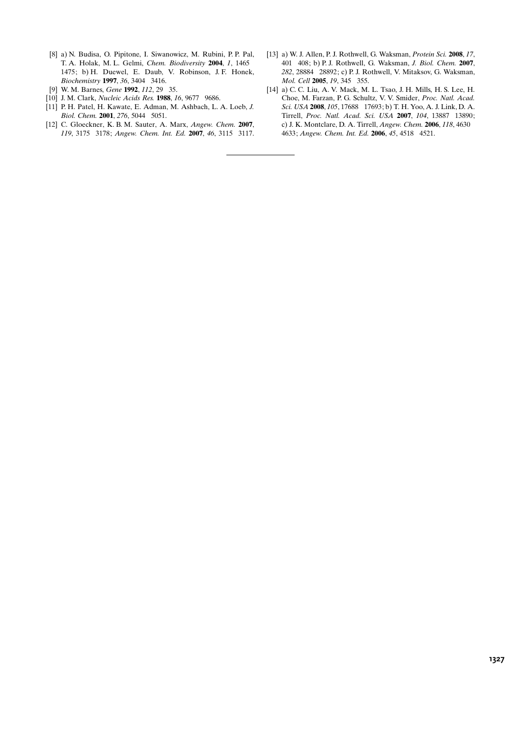[8] a) N. Budisa, O. Pipitone, I. Siwanowicz, M. Rubini, P. P. Pal, T. A. Holak, M. L. Gelmi, *Chem. Biodiversity* **2004**, *1*, 1465 1475; b) H. Duewel, E. Daub, V. Robinson, J. F. Honek, *Biochemistry* **1997**, *36*, 3404 3416.

[9] W. M. Barnes, *Gene* **1992**, *112*, 29 35.

[10] J. M. Clark, *Nucleic Acids Res.* **1988**, *16*, 9677 9686.

[11] P. H. Patel, H. Kawate, E. Adman, M. Ashbach, L. A. Loeb, *J. Biol. Chem.* **2001**, *276*, 5044 5051.

[12] C. Gloeckner, K. B. M. Sauter, A. Marx, *Angew. Chem.* **2007**, *119*, 3175 3178; *Angew. Chem. Int. Ed.* **2007**, *46*, 3115 3117.

[13] a) W. J. Allen, P. J. Rothwell, G. Waksman, *Protein Sci.* **2008**, *17*, 401 408; b) P. J. Rothwell, G. Waksman, *J. Biol. Chem.* **2007**, *282*, 28884 28892; c) P. J. Rothwell, V. Mitaksov, G. Waksman, *Mol. Cell* **2005**, *19*, 345 355.

[14] a) C. C. Liu, A. V. Mack, M. L. Tsao, J. H. Mills, H. S. Lee, H. Choe, M. Farzan, P. G. Schultz, V. V. Smider, *Proc. Natl. Acad. Sci. USA* **2008**, *105*, 17688 17693; b) T. H. Yoo, A. J. Link, D. A. Tirrell, *Proc. Natl. Acad. Sci. USA* **2007**, *104*, 13887 13890; c) J. K. Montclare, D. A. Tirrell, *Angew. Chem.* **2006**, *118*, 4630 4633; *Angew. Chem. Int. Ed.* **2006**, *45*, 4518 4521.